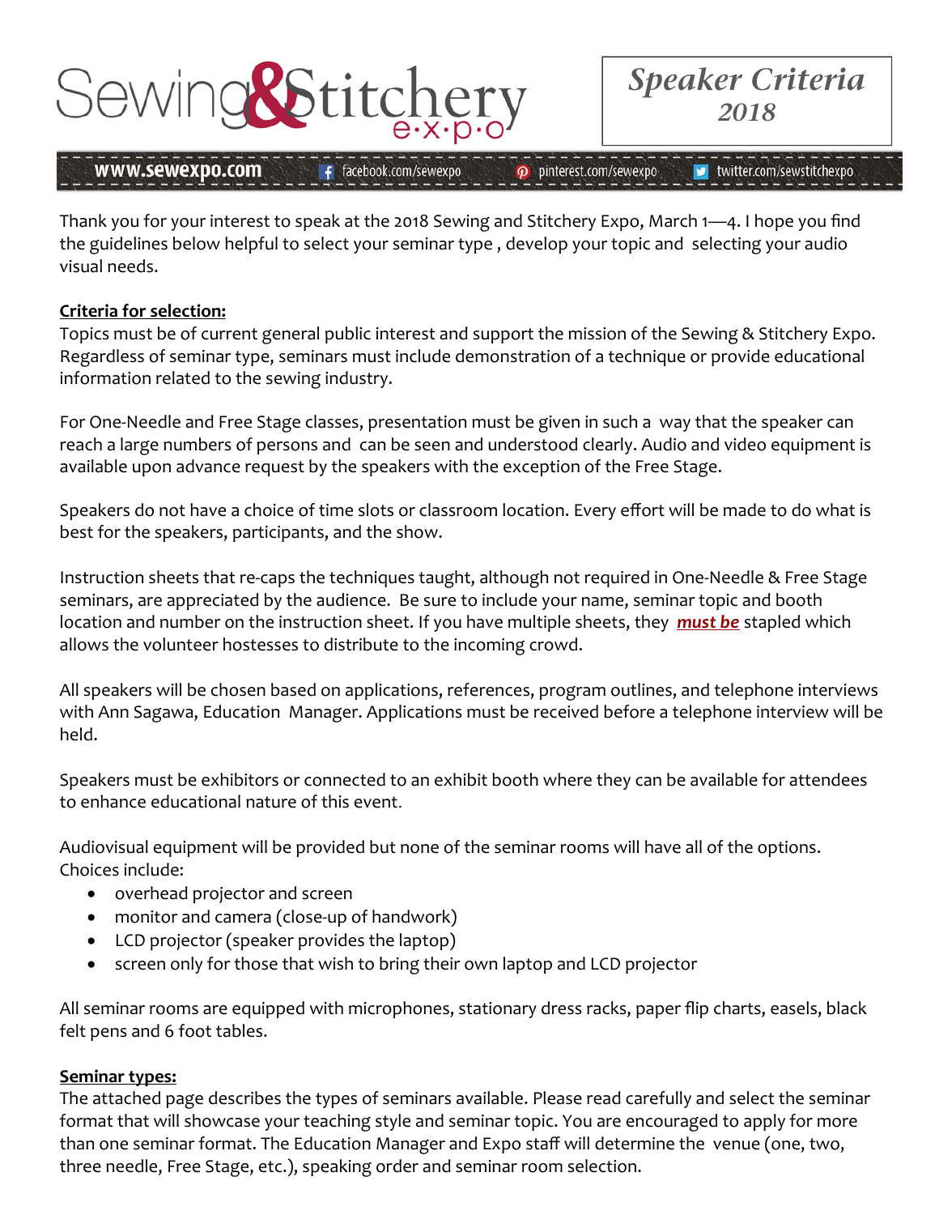# Sewing&Stitchery expo

## Speaker Criteria 2018

www.sewexpo.com facebook.com/sewexpo pinterest.com/sewexpo twitter.com/sewstitchexpo

Thank you for your interest to speak at the 2018 Sewing and Stitchery Expo, March 1—4. I hope you find the guidelines below helpful to select your seminar type , develop your topic and selecting your audio visual needs.

**Criteria for selection:**

Topics must be of current general public interest and support the mission of the Sewing & Stitchery Expo. Regardless of seminar type, seminars must include demonstration of a technique or provide educational information related to the sewing industry.

For One-Needle and Free Stage classes, presentation must be given in such a way that the speaker can reach a large numbers of persons and can be seen and understood clearly. Audio and video equipment is available upon advance request by the speakers with the exception of the Free Stage.

Speakers do not have a choice of time slots or classroom location. Every effort will be made to do what is best for the speakers, participants, and the show.

Instruction sheets that re-caps the techniques taught, although not required in One-Needle & Free Stage seminars, are appreciated by the audience. Be sure to include your name, seminar topic and booth location and number on the instruction sheet. If you have multiple sheets, they ***must be*** stapled which allows the volunteer hostesses to distribute to the incoming crowd.

All speakers will be chosen based on applications, references, program outlines, and telephone interviews with Ann Sagawa, Education Manager. Applications must be received before a telephone interview will be held.

Speakers must be exhibitors or connected to an exhibit booth where they can be available for attendees to enhance educational nature of this event.

Audiovisual equipment will be provided but none of the seminar rooms will have all of the options. Choices include:

- overhead projector and screen
- monitor and camera (close-up of handwork)
- LCD projector (speaker provides the laptop)
- screen only for those that wish to bring their own laptop and LCD projector

All seminar rooms are equipped with microphones, stationary dress racks, paper flip charts, easels, black felt pens and 6 foot tables.

**Seminar types:**

The attached page describes the types of seminars available. Please read carefully and select the seminar format that will showcase your teaching style and seminar topic. You are encouraged to apply for more than one seminar format. The Education Manager and Expo staff will determine the venue (one, two, three needle, Free Stage, etc.), speaking order and seminar room selection.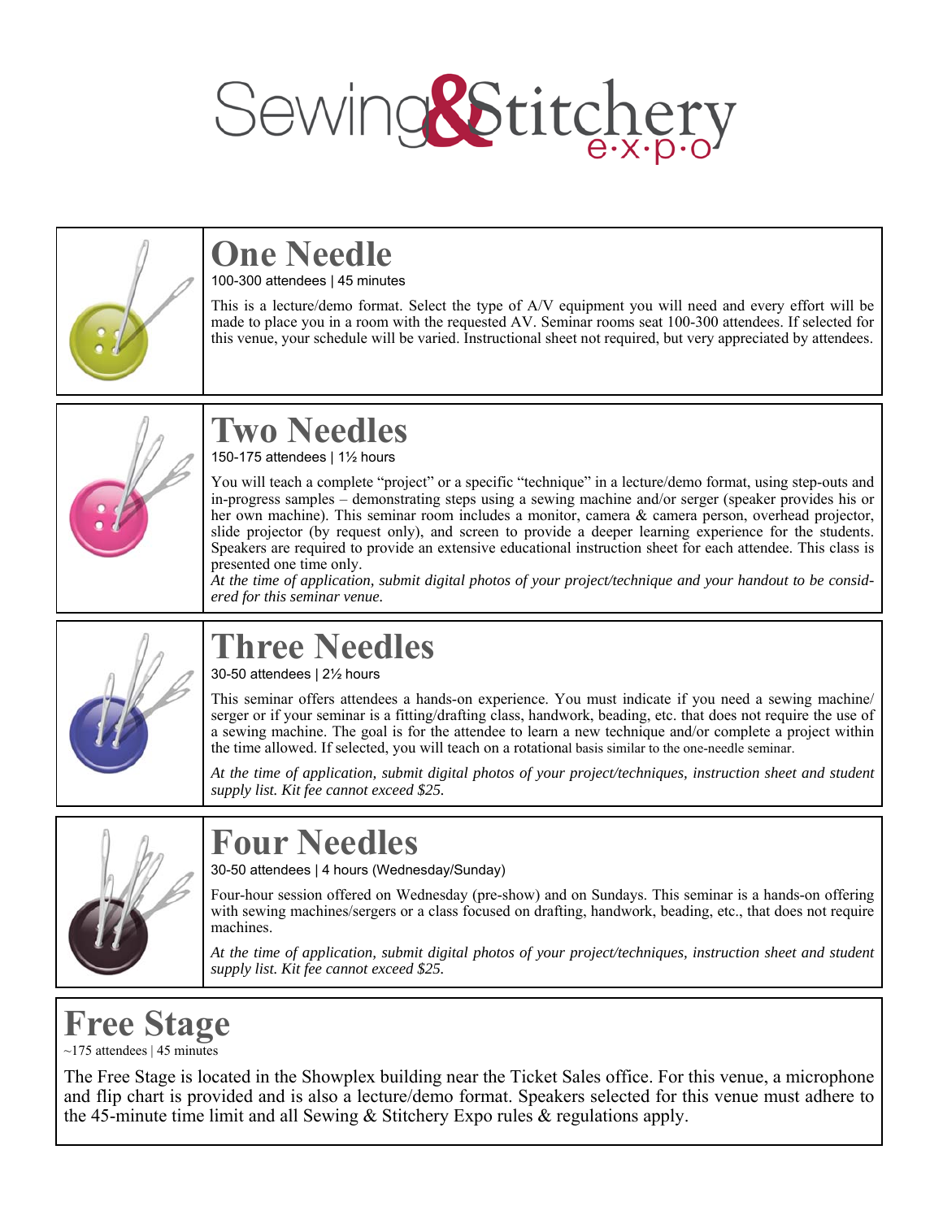# Sewing&Stitchery e·x·p·o

## One Needle

100-300 attendees | 45 minutes

This is a lecture/demo format. Select the type of A/V equipment you will need and every effort will be made to place you in a room with the requested AV. Seminar rooms seat 100-300 attendees. If selected for this venue, your schedule will be varied. Instructional sheet not required, but very appreciated by attendees.

## Two Needles

150-175 attendees | 1½ hours

You will teach a complete "project" or a specific "technique" in a lecture/demo format, using step-outs and in-progress samples – demonstrating steps using a sewing machine and/or serger (speaker provides his or her own machine). This seminar room includes a monitor, camera & camera person, overhead projector, slide projector (by request only), and screen to provide a deeper learning experience for the students. Speakers are required to provide an extensive educational instruction sheet for each attendee. This class is presented one time only.

*At the time of application, submit digital photos of your project/technique and your handout to be considered for this seminar venue.*

## Three Needles

30-50 attendees | 2½ hours

This seminar offers attendees a hands-on experience. You must indicate if you need a sewing machine/serger or if your seminar is a fitting/drafting class, handwork, beading, etc. that does not require the use of a sewing machine. The goal is for the attendee to learn a new technique and/or complete a project within the time allowed. If selected, you will teach on a rotational basis similar to the one-needle seminar.

*At the time of application, submit digital photos of your project/techniques, instruction sheet and student supply list. Kit fee cannot exceed $25.*

## Four Needles

30-50 attendees | 4 hours (Wednesday/Sunday)

Four-hour session offered on Wednesday (pre-show) and on Sundays. This seminar is a hands-on offering with sewing machines/sergers or a class focused on drafting, handwork, beading, etc., that does not require machines.

*At the time of application, submit digital photos of your project/techniques, instruction sheet and student supply list. Kit fee cannot exceed $25.*

## Free Stage

~175 attendees | 45 minutes

The Free Stage is located in the Showplex building near the Ticket Sales office. For this venue, a microphone and flip chart is provided and is also a lecture/demo format. Speakers selected for this venue must adhere to the 45-minute time limit and all Sewing & Stitchery Expo rules & regulations apply.